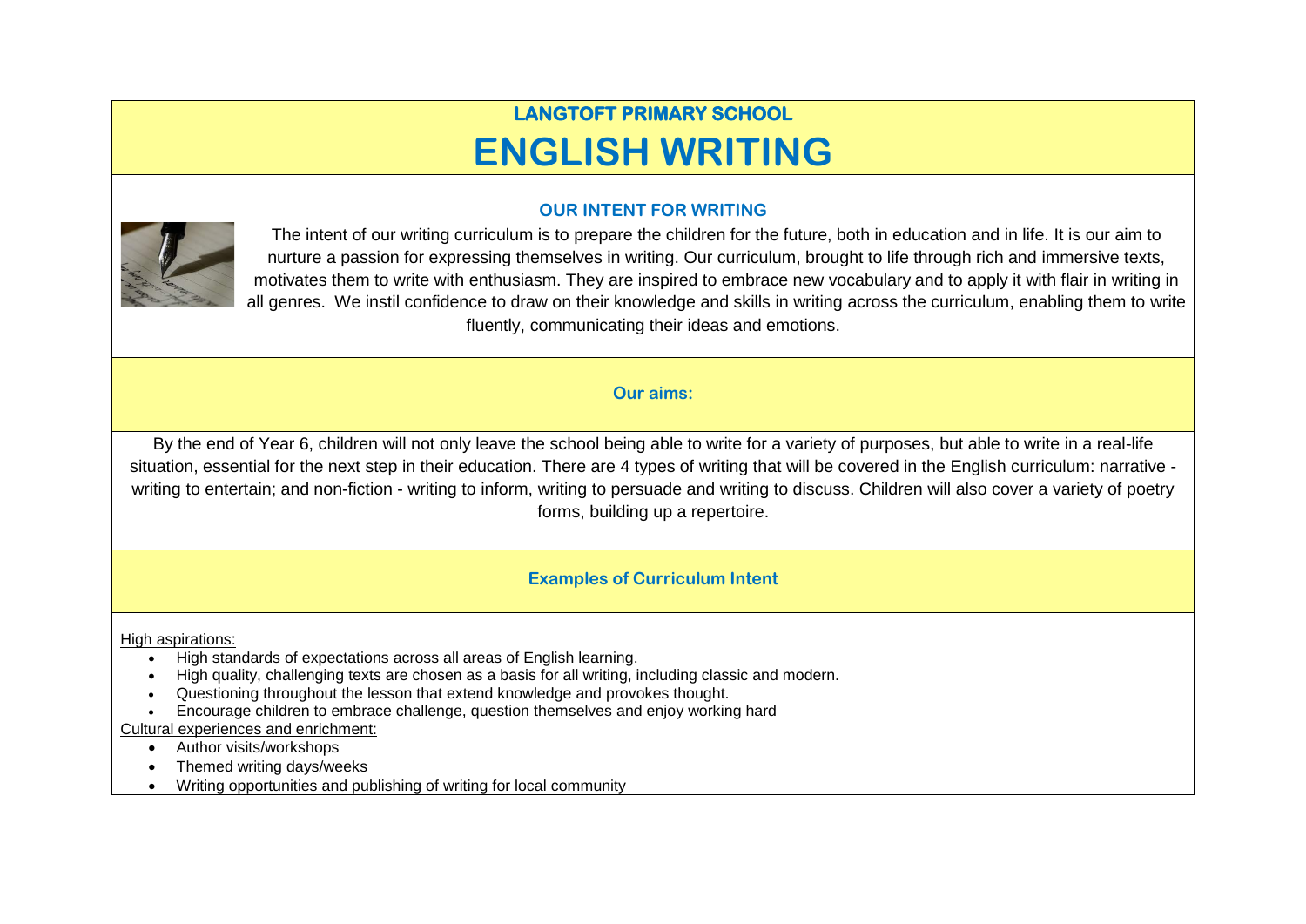# LANGTOFT PRIMARY SCHOOL

# ENGLISH WRITING

## OUR INTENT FOR WRITING

The intent of our writing curriculum is to prepare the children for the future, both in education and in life. It is our aim to nurture a passion for expressing themselves in writing. Our curriculum, brought to life through rich and immersive texts, motivates them to write with enthusiasm. They are inspired to embrace new vocabulary and to apply it with flair in writing in all genres. We instil confidence to draw on their knowledge and skills in writing across the curriculum, enabling them to write fluently, communicating their ideas and emotions.

## Our aims:

By the end of Year 6, children will not only leave the school being able to write for a variety of purposes, but able to write in a real-life situation, essential for the next step in their education. There are 4 types of writing that will be covered in the English curriculum: narrative - writing to entertain; and non-fiction - writing to inform, writing to persuade and writing to discuss. Children will also cover a variety of poetry forms, building up a repertoire.

## Examples of Curriculum Intent

High aspirations:

- High standards of expectations across all areas of English learning.
- High quality, challenging texts are chosen as a basis for all writing, including classic and modern.
- Questioning throughout the lesson that extend knowledge and provokes thought.
- Encourage children to embrace challenge, question themselves and enjoy working hard

Cultural experiences and enrichment:

- Author visits/workshops
- Themed writing days/weeks
- Writing opportunities and publishing of writing for local community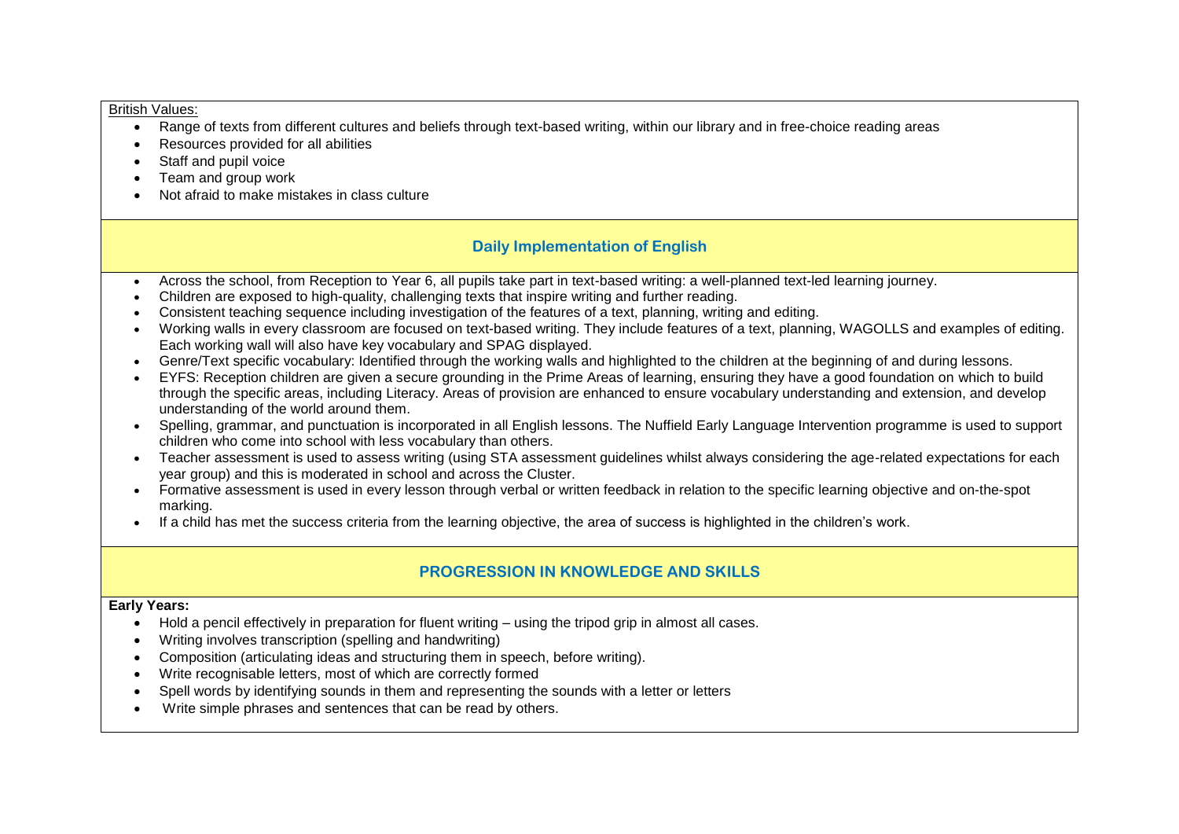British Values:

- Range of texts from different cultures and beliefs through text-based writing, within our library and in free-choice reading areas
- Resources provided for all abilities
- Staff and pupil voice
- Team and group work
- Not afraid to make mistakes in class culture

## Daily Implementation of English

- Across the school, from Reception to Year 6, all pupils take part in text-based writing: a well-planned text-led learning journey.
- Children are exposed to high-quality, challenging texts that inspire writing and further reading.
- Consistent teaching sequence including investigation of the features of a text, planning, writing and editing.
- Working walls in every classroom are focused on text-based writing. They include features of a text, planning, WAGOLLS and examples of editing. Each working wall will also have key vocabulary and SPAG displayed.
- Genre/Text specific vocabulary: Identified through the working walls and highlighted to the children at the beginning of and during lessons.
- EYFS: Reception children are given a secure grounding in the Prime Areas of learning, ensuring they have a good foundation on which to build through the specific areas, including Literacy. Areas of provision are enhanced to ensure vocabulary understanding and extension, and develop understanding of the world around them.
- Spelling, grammar, and punctuation is incorporated in all English lessons. The Nuffield Early Language Intervention programme is used to support children who come into school with less vocabulary than others.
- Teacher assessment is used to assess writing (using STA assessment guidelines whilst always considering the age-related expectations for each year group) and this is moderated in school and across the Cluster.
- Formative assessment is used in every lesson through verbal or written feedback in relation to the specific learning objective and on-the-spot marking.
- If a child has met the success criteria from the learning objective, the area of success is highlighted in the children's work.

## PROGRESSION IN KNOWLEDGE AND SKILLS

**Early Years:**

- Hold a pencil effectively in preparation for fluent writing – using the tripod grip in almost all cases.
- Writing involves transcription (spelling and handwriting)
- Composition (articulating ideas and structuring them in speech, before writing).
- Write recognisable letters, most of which are correctly formed
- Spell words by identifying sounds in them and representing the sounds with a letter or letters
- Write simple phrases and sentences that can be read by others.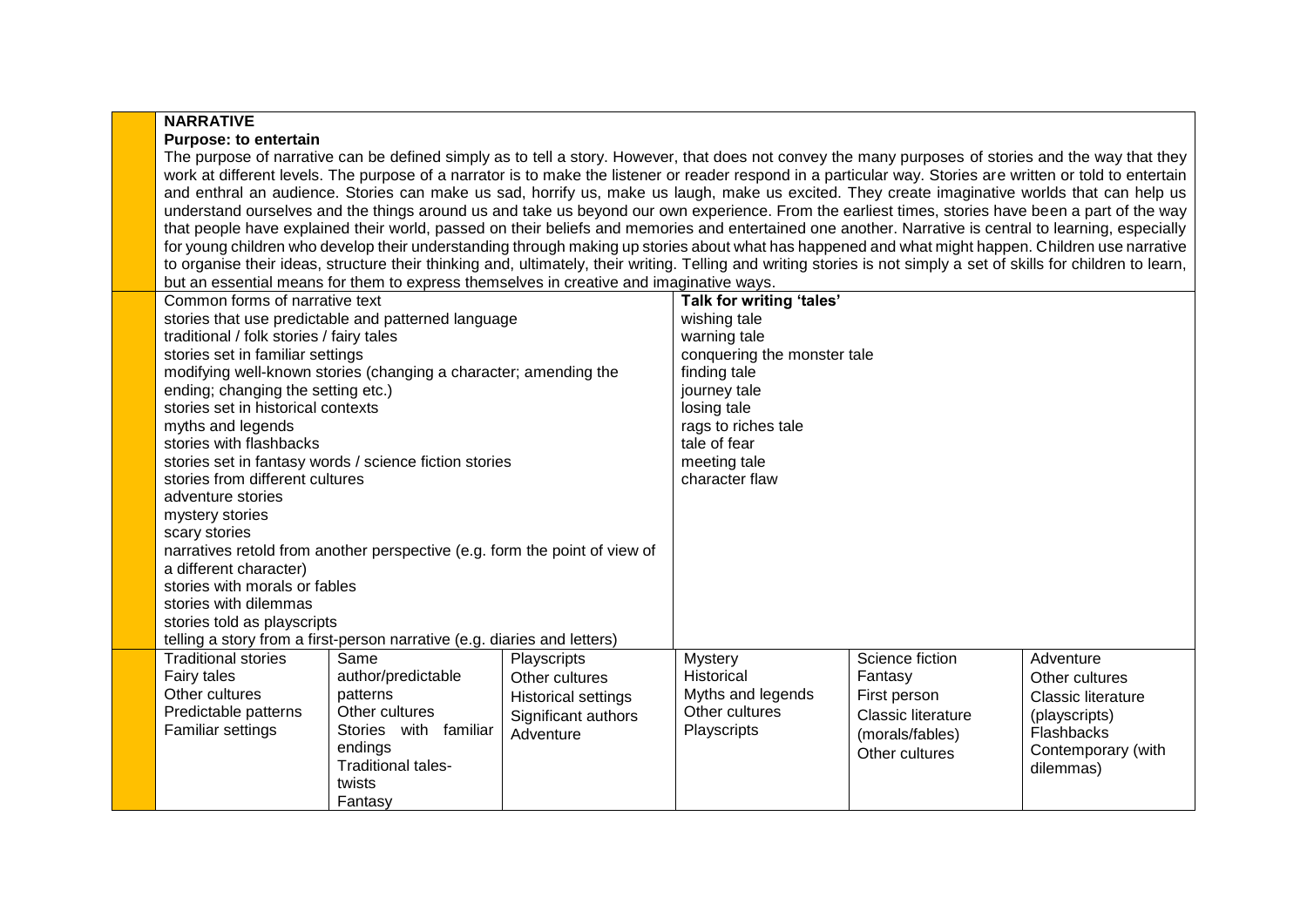**NARRATIVE**

**Purpose: to entertain**

The purpose of narrative can be defined simply as to tell a story. However, that does not convey the many purposes of stories and the way that they work at different levels. The purpose of a narrator is to make the listener or reader respond in a particular way. Stories are written or told to entertain and enthral an audience. Stories can make us sad, horrify us, make us laugh, make us excited. They create imaginative worlds that can help us understand ourselves and the things around us and take us beyond our own experience. From the earliest times, stories have been a part of the way that people have explained their world, passed on their beliefs and memories and entertained one another. Narrative is central to learning, especially for young children who develop their understanding through making up stories about what has happened and what might happen. Children use narrative to organise their ideas, structure their thinking and, ultimately, their writing. Telling and writing stories is not simply a set of skills for children to learn, but an essential means for them to express themselves in creative and imaginative ways.

| Common forms of narrative text | **Talk for writing 'tales'** |
|---|---|
| stories that use predictable and patterned language<br>traditional / folk stories / fairy tales<br>stories set in familiar settings<br>modifying well-known stories (changing a character; amending the ending; changing the setting etc.)<br>stories set in historical contexts<br>myths and legends<br>stories with flashbacks<br>stories set in fantasy words / science fiction stories<br>stories from different cultures<br>adventure stories<br>mystery stories<br>scary stories<br>narratives retold from another perspective (e.g. form the point of view of a different character)<br>stories with morals or fables<br>stories with dilemmas<br>stories told as playscripts<br>telling a story from a first-person narrative (e.g. diaries and letters) | wishing tale<br>warning tale<br>conquering the monster tale<br>finding tale<br>journey tale<br>losing tale<br>rags to riches tale<br>tale of fear<br>meeting tale<br>character flaw |

| | | | | | |
|---|---|---|---|---|---|
| Traditional stories<br>Fairy tales<br>Other cultures<br>Predictable patterns<br>Familiar settings | Same author/predictable patterns<br>Other cultures<br>Stories with familiar endings<br>Traditional tales- twists<br>Fantasy | Playscripts<br>Other cultures<br>Historical settings<br>Significant authors<br>Adventure | Mystery<br>Historical<br>Myths and legends<br>Other cultures<br>Playscripts | Science fiction<br>Fantasy<br>First person<br>Classic literature (morals/fables)<br>Other cultures | Adventure<br>Other cultures<br>Classic literature (playscripts)<br>Flashbacks<br>Contemporary (with dilemmas) |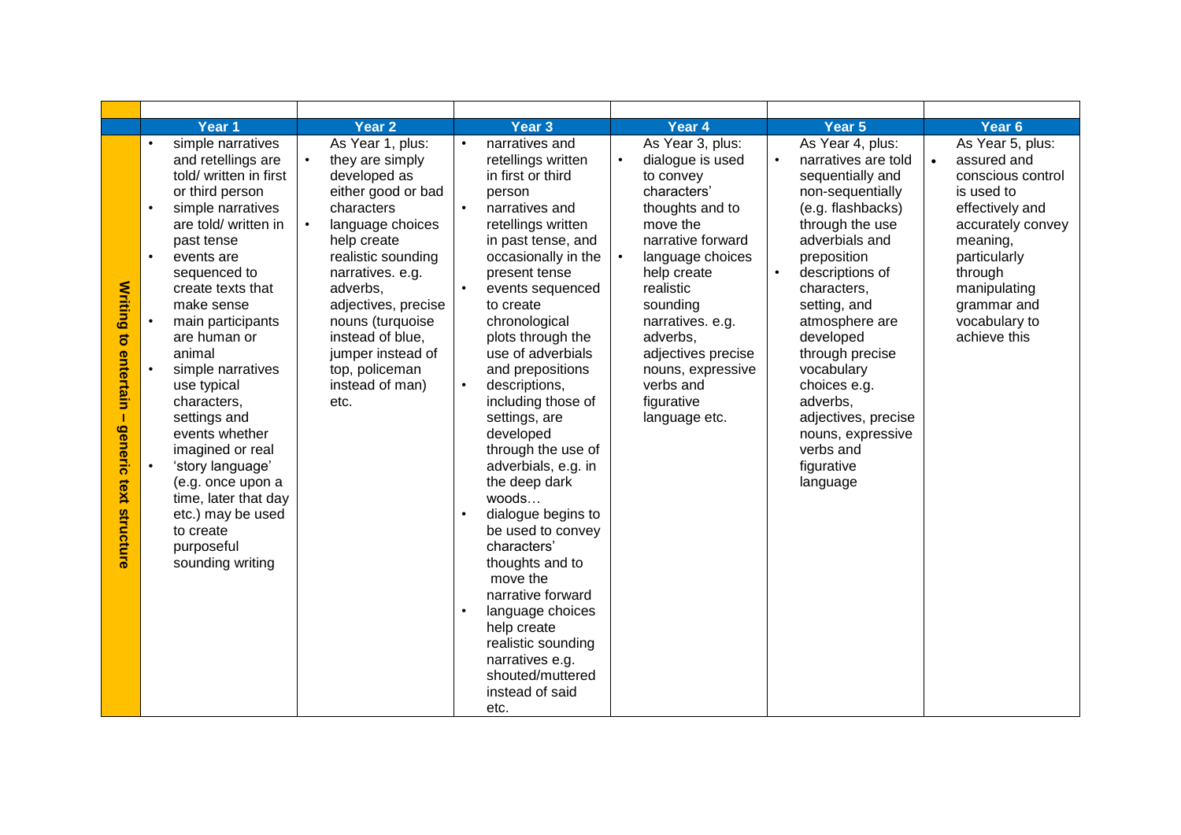| | Year 1 | Year 2 | Year 3 | Year 4 | Year 5 | Year 6 |
|---|---|---|---|---|---|---|
| Writing to entertain – generic text structure | • simple narratives and retellings are told/ written in first or third person<br>• simple narratives are told/ written in past tense<br>• events are sequenced to create texts that make sense<br>• main participants are human or animal<br>• simple narratives use typical characters, settings and events whether imagined or real<br>• 'story language' (e.g. once upon a time, later that day etc.) may be used to create purposeful sounding writing | As Year 1, plus:<br>• they are simply developed as either good or bad characters<br>• language choices help create realistic sounding narratives. e.g. adverbs, adjectives, precise nouns (turquoise instead of blue, jumper instead of top, policeman instead of man) etc. | • narratives and retellings written in first or third person<br>• narratives and retellings written in past tense, and occasionally in the present tense<br>• events sequenced to create chronological plots through the use of adverbials and prepositions<br>• descriptions, including those of settings, are developed through the use of adverbials, e.g. in the deep dark woods…<br>• dialogue begins to be used to convey characters' thoughts and to move the narrative forward<br>• language choices help create realistic sounding narratives e.g. shouted/muttered instead of said etc. | As Year 3, plus:<br>• dialogue is used to convey characters' thoughts and to move the narrative forward<br>• language choices help create realistic sounding narratives. e.g. adverbs, adjectives precise nouns, expressive verbs and figurative language etc. | As Year 4, plus:<br>• narratives are told sequentially and non-sequentially (e.g. flashbacks) through the use adverbials and preposition<br>• descriptions of characters, setting, and atmosphere are developed through precise vocabulary choices e.g. adverbs, adjectives, precise nouns, expressive verbs and figurative language | As Year 5, plus:<br>• assured and conscious control is used to effectively and accurately convey meaning, particularly through manipulating grammar and vocabulary to achieve this |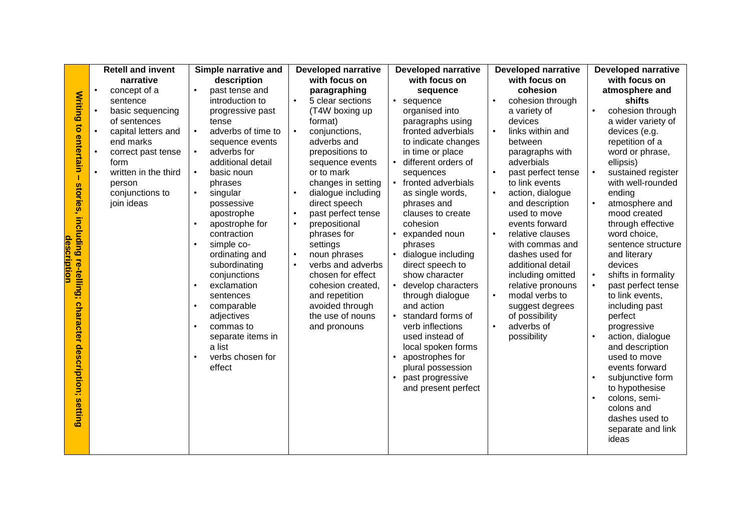| Writing to entertain – stories, including re-telling; character description; setting description | Retell and invent narrative | Simple narrative and description | Developed narrative with focus on paragraphing | Developed narrative with focus on sequence | Developed narrative with focus on cohesion | Developed narrative with focus on atmosphere and shifts |
|---|---|---|---|---|---|---|
| | • concept of a sentence<br>• basic sequencing of sentences<br>• capital letters and end marks<br>• correct past tense form<br>• written in the third person<br>conjunctions to join ideas | • past tense and introduction to progressive past tense<br>• adverbs of time to sequence events<br>• adverbs for additional detail<br>• basic noun phrases<br>• singular possessive apostrophe<br>• apostrophe for contraction<br>• simple co-ordinating and subordinating conjunctions<br>• exclamation sentences<br>• comparable adjectives<br>• commas to separate items in a list<br>• verbs chosen for effect | • 5 clear sections (T4W boxing up format)<br>• conjunctions, adverbs and prepositions to sequence events or to mark changes in setting<br>• dialogue including direct speech<br>• past perfect tense<br>• prepositional phrases for settings<br>• noun phrases<br>• verbs and adverbs chosen for effect cohesion created, and repetition avoided through the use of nouns and pronouns | • sequence organised into paragraphs using fronted adverbials to indicate changes in time or place<br>• different orders of sequences<br>• fronted adverbials as single words, phrases and clauses to create cohesion<br>• expanded noun phrases<br>• dialogue including direct speech to show character<br>• develop characters through dialogue and action<br>• standard forms of verb inflections used instead of local spoken forms<br>• apostrophes for plural possession<br>• past progressive and present perfect | • cohesion through a variety of devices<br>• links within and between paragraphs with adverbials<br>• past perfect tense to link events<br>• action, dialogue and description used to move events forward<br>• relative clauses with commas and dashes used for additional detail including omitted relative pronouns<br>• modal verbs to suggest degrees of possibility<br>• adverbs of possibility | • cohesion through a wider variety of devices (e.g. repetition of a word or phrase, ellipsis)<br>• sustained register with well-rounded ending<br>• atmosphere and mood created through effective word choice, sentence structure and literary devices<br>• shifts in formality<br>• past perfect tense to link events, including past perfect progressive<br>• action, dialogue and description used to move events forward<br>• subjunctive form to hypothesise<br>• colons, semi-colons and dashes used to separate and link ideas |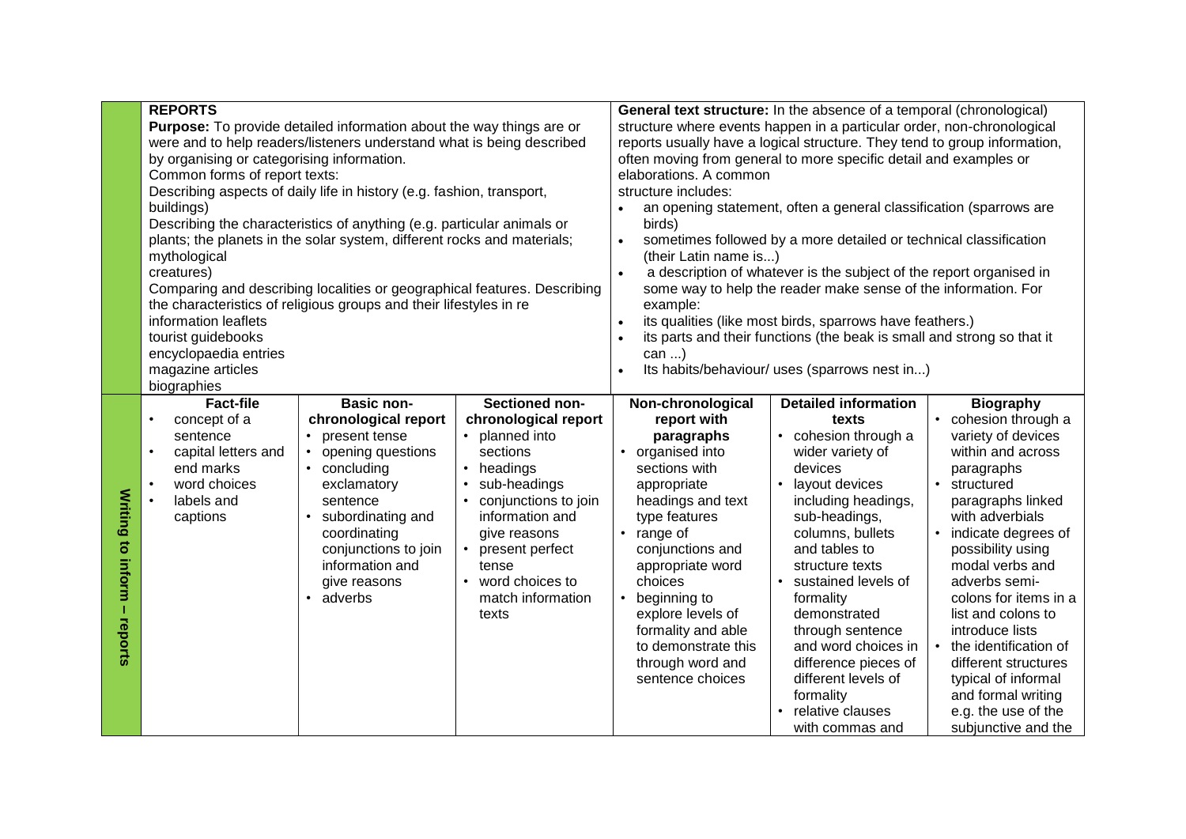| Writing to inform – reports | **REPORTS**<br>**Purpose:** To provide detailed information about the way things are or were and to help readers/listeners understand what is being described by organising or categorising information.<br>Common forms of report texts:<br>Describing aspects of daily life in history (e.g. fashion, transport, buildings)<br>Describing the characteristics of anything (e.g. particular animals or plants; the planets in the solar system, different rocks and materials; mythological creatures)<br>Comparing and describing localities or geographical features. Describing the characteristics of religious groups and their lifestyles in re<br>information leaflets<br>tourist guidebooks<br>encyclopaedia entries<br>magazine articles<br>biographies | | | **General text structure:** In the absence of a temporal (chronological) structure where events happen in a particular order, non-chronological reports usually have a logical structure. They tend to group information, often moving from general to more specific detail and examples or elaborations. A common structure includes:<br>• an opening statement, often a general classification (sparrows are birds)<br>• sometimes followed by a more detailed or technical classification (their Latin name is...)<br>• a description of whatever is the subject of the report organised in some way to help the reader make sense of the information. For example:<br>• its qualities (like most birds, sparrows have feathers.)<br>• its parts and their functions (the beak is small and strong so that it can ...)<br>• Its habits/behaviour/ uses (sparrows nest in...) | | |
|---|---|---|---|---|---|---|
| | **Fact-file**<br>• concept of a sentence<br>• capital letters and end marks<br>• word choices<br>• labels and captions | **Basic non-chronological report**<br>• present tense<br>• opening questions<br>• concluding exclamatory sentence<br>• subordinating and coordinating conjunctions to join information and give reasons<br>• adverbs | **Sectioned non-chronological report**<br>• planned into sections<br>• headings<br>• sub-headings<br>• conjunctions to join information and give reasons<br>• present perfect tense<br>• word choices to match information texts | **Non-chronological report with paragraphs**<br>• organised into sections with appropriate headings and text type features<br>• range of conjunctions and appropriate word choices<br>• beginning to explore levels of formality and able to demonstrate this through word and sentence choices | **Detailed information texts**<br>• cohesion through a wider variety of devices<br>• layout devices including headings, sub-headings, columns, bullets and tables to structure texts<br>• sustained levels of formality demonstrated through sentence and word choices in difference pieces of different levels of formality<br>• relative clauses with commas and | **Biography**<br>• cohesion through a variety of devices within and across paragraphs<br>• structured paragraphs linked with adverbials<br>• indicate degrees of possibility using modal verbs and adverbs semi-colons for items in a list and colons to introduce lists<br>• the identification of different structures typical of informal and formal writing e.g. the use of the subjunctive and the |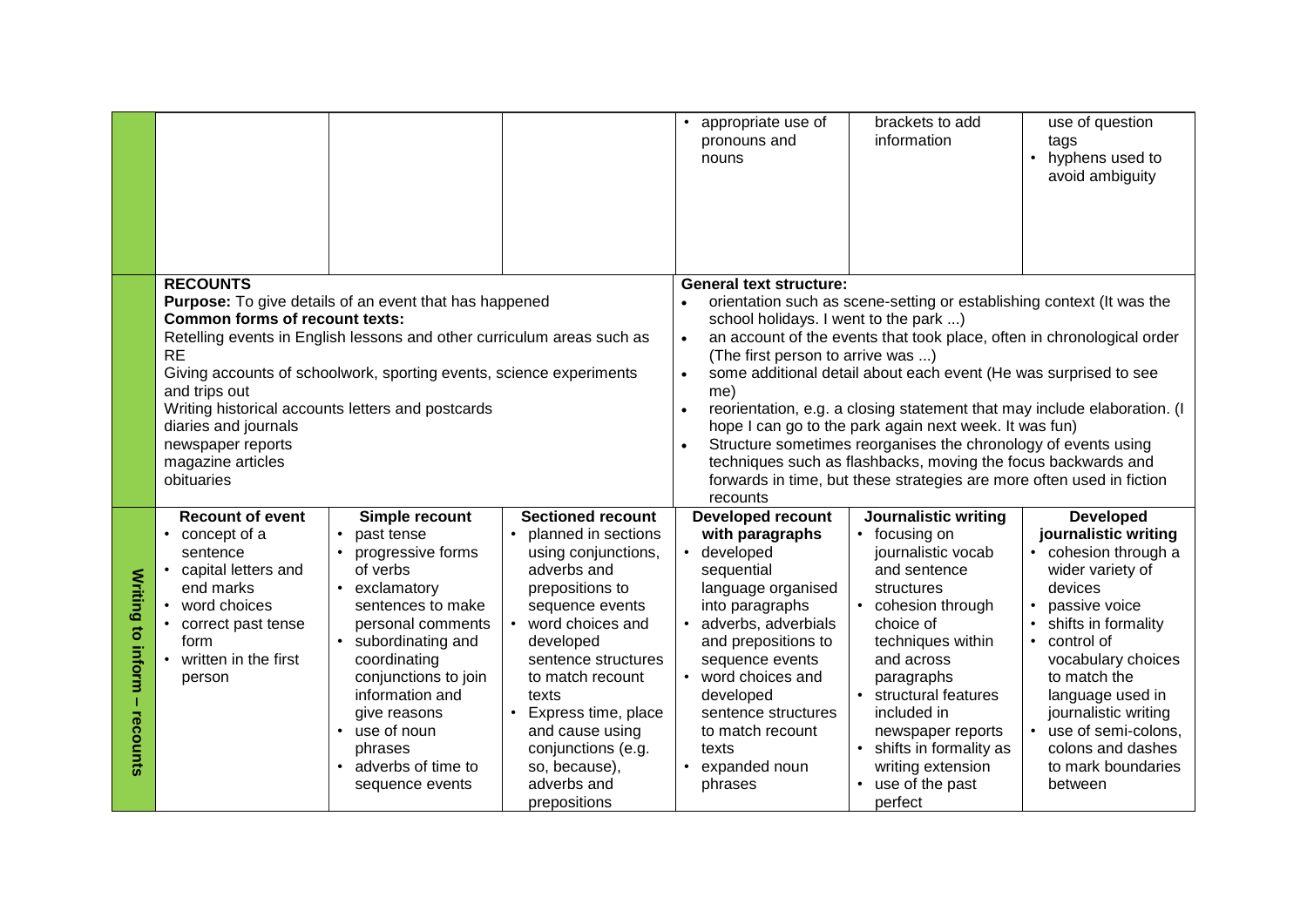| | | | | | | |
|---|---|---|---|---|---|---|
| | | | | • appropriate use of pronouns and nouns | brackets to add information | use of question tags<br>• hyphens used to avoid ambiguity |
| | **RECOUNTS**<br>**Purpose:** To give details of an event that has happened<br>**Common forms of recount texts:**<br>Retelling events in English lessons and other curriculum areas such as RE<br>Giving accounts of schoolwork, sporting events, science experiments and trips out<br>Writing historical accounts letters and postcards<br>diaries and journals<br>newspaper reports<br>magazine articles<br>obituaries | | | **General text structure:**<br>• orientation such as scene-setting or establishing context (It was the school holidays. I went to the park ...)<br>• an account of the events that took place, often in chronological order (The first person to arrive was ...)<br>• some additional detail about each event (He was surprised to see me)<br>• reorientation, e.g. a closing statement that may include elaboration. (I hope I can go to the park again next week. It was fun)<br>• Structure sometimes reorganises the chronology of events using techniques such as flashbacks, moving the focus backwards and forwards in time, but these strategies are more often used in fiction recounts | | |
| **Writing to inform – recounts** | **Recount of event**<br>• concept of a sentence<br>• capital letters and end marks<br>• word choices<br>• correct past tense form<br>• written in the first person | **Simple recount**<br>• past tense<br>• progressive forms of verbs<br>• exclamatory sentences to make personal comments<br>• subordinating and coordinating conjunctions to join information and give reasons<br>• use of noun phrases<br>• adverbs of time to sequence events | **Sectioned recount**<br>• planned in sections using conjunctions, adverbs and prepositions to sequence events<br>• word choices and developed sentence structures to match recount texts<br>• Express time, place and cause using conjunctions (e.g. so, because), adverbs and prepositions | **Developed recount with paragraphs**<br>• developed sequential language organised into paragraphs<br>• adverbs, adverbials and prepositions to sequence events<br>• word choices and developed sentence structures to match recount texts<br>• expanded noun phrases | **Journalistic writing**<br>• focusing on journalistic vocab and sentence structures<br>• cohesion through choice of techniques within and across paragraphs<br>• structural features included in newspaper reports<br>• shifts in formality as writing extension<br>• use of the past perfect | **Developed journalistic writing**<br>• cohesion through a wider variety of devices<br>• passive voice<br>• shifts in formality<br>• control of vocabulary choices to match the language used in journalistic writing<br>• use of semi-colons, colons and dashes to mark boundaries between |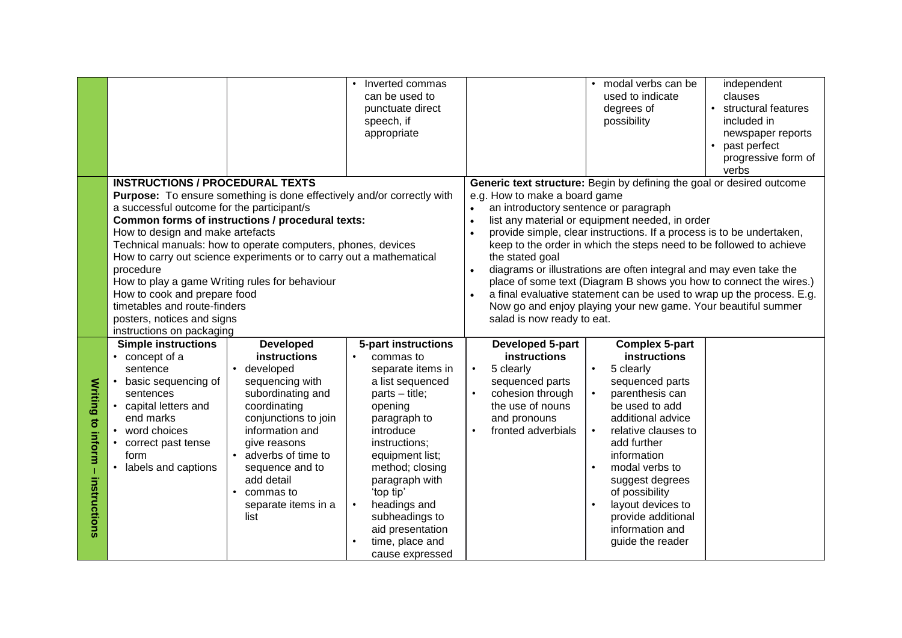| | | | | | | |
|---|---|---|---|---|---|---|
| | | | • Inverted commas can be used to punctuate direct speech, if appropriate | | • modal verbs can be used to indicate degrees of possibility | independent clauses<br>• structural features included in newspaper reports<br>• past perfect progressive form of verbs |
| | **INSTRUCTIONS / PROCEDURAL TEXTS**<br>**Purpose:** To ensure something is done effectively and/or correctly with a successful outcome for the participant/s<br>**Common forms of instructions / procedural texts:**<br>How to design and make artefacts<br>Technical manuals: how to operate computers, phones, devices<br>How to carry out science experiments or to carry out a mathematical procedure<br>How to play a game Writing rules for behaviour<br>How to cook and prepare food<br>timetables and route-finders<br>posters, notices and signs<br>instructions on packaging | | | **Generic text structure:** Begin by defining the goal or desired outcome e.g. How to make a board game<br>• an introductory sentence or paragraph<br>• list any material or equipment needed, in order<br>• provide simple, clear instructions. If a process is to be undertaken, keep to the order in which the steps need to be followed to achieve the stated goal<br>• diagrams or illustrations are often integral and may even take the place of some text (Diagram B shows you how to connect the wires.)<br>• a final evaluative statement can be used to wrap up the process. E.g. Now go and enjoy playing your new game. Your beautiful summer salad is now ready to eat. | | |
| **Writing to inform – instructions** | **Simple instructions**<br>• concept of a sentence<br>• basic sequencing of sentences<br>• capital letters and end marks<br>• word choices<br>• correct past tense form<br>• labels and captions | **Developed instructions**<br>• developed sequencing with subordinating and coordinating conjunctions to join information and give reasons<br>• adverbs of time to sequence and to add detail<br>• commas to separate items in a list | **5-part instructions**<br>• commas to separate items in a list sequenced parts – title; opening paragraph to introduce instructions; equipment list; method; closing paragraph with 'top tip'<br>• headings and subheadings to aid presentation<br>• time, place and cause expressed | **Developed 5-part instructions**<br>• 5 clearly sequenced parts<br>• cohesion through the use of nouns and pronouns<br>• fronted adverbials | **Complex 5-part instructions**<br>• 5 clearly sequenced parts<br>• parenthesis can be used to add additional advice<br>• relative clauses to add further information<br>• modal verbs to suggest degrees of possibility<br>• layout devices to provide additional information and guide the reader | |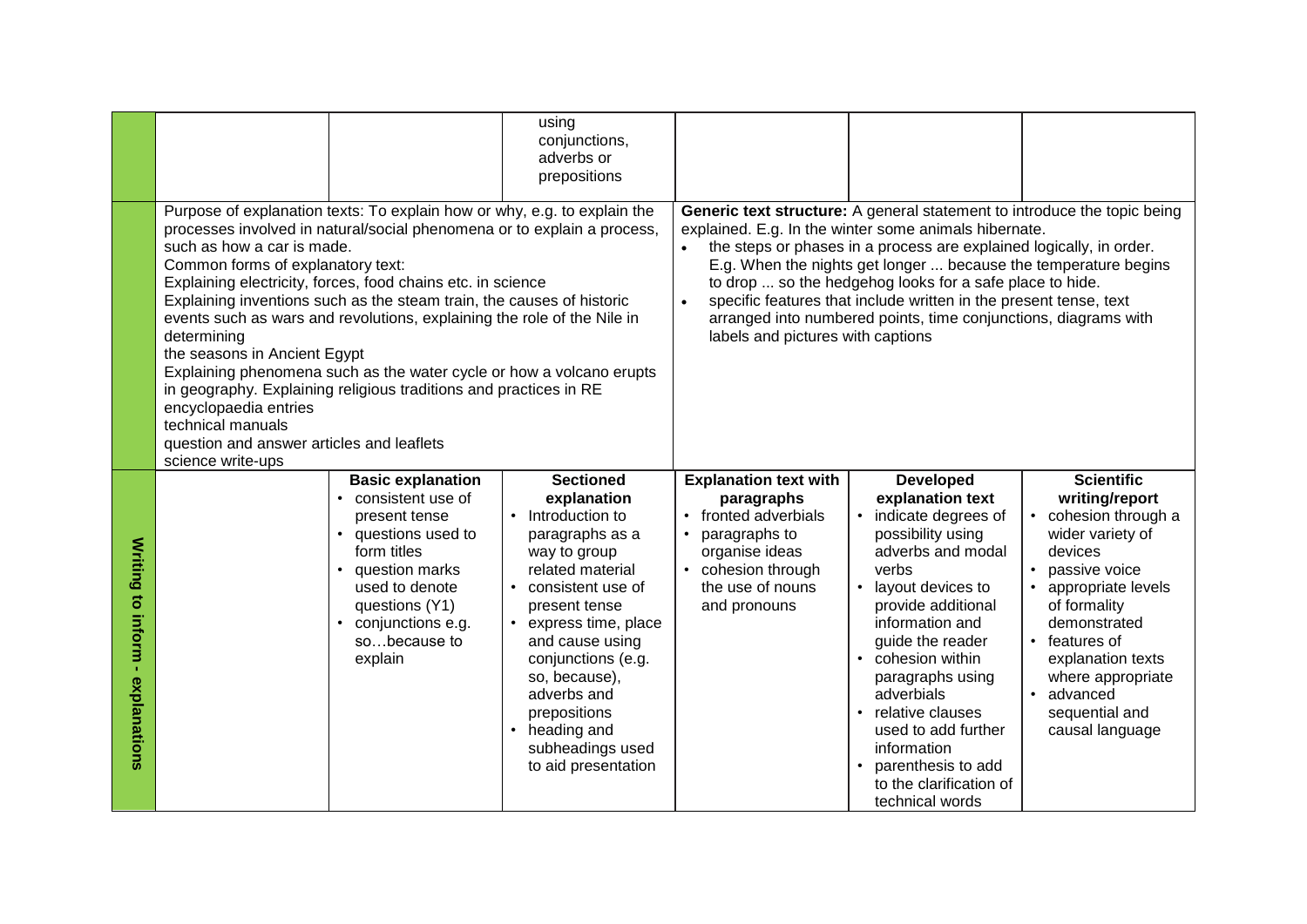| | | | | | | |
|---|---|---|---|---|---|---|
| | | | using conjunctions, adverbs or prepositions | | | |
| | Purpose of explanation texts: To explain how or why, e.g. to explain the processes involved in natural/social phenomena or to explain a process, such as how a car is made.<br>Common forms of explanatory text:<br>Explaining electricity, forces, food chains etc. in science<br>Explaining inventions such as the steam train, the causes of historic events such as wars and revolutions, explaining the role of the Nile in determining<br>the seasons in Ancient Egypt<br>Explaining phenomena such as the water cycle or how a volcano erupts in geography. Explaining religious traditions and practices in RE<br>encyclopaedia entries<br>technical manuals<br>question and answer articles and leaflets<br>science write-ups | | | **Generic text structure:** A general statement to introduce the topic being explained. E.g. In the winter some animals hibernate.<br>• the steps or phases in a process are explained logically, in order. E.g. When the nights get longer ... because the temperature begins to drop ... so the hedgehog looks for a safe place to hide.<br>• specific features that include written in the present tense, text arranged into numbered points, time conjunctions, diagrams with labels and pictures with captions | | |
| **Writing to inform - explanations** | | **Basic explanation**<br>• consistent use of present tense<br>• questions used to form titles<br>• question marks used to denote questions (Y1)<br>• conjunctions e.g. so…because to explain | **Sectioned explanation**<br>• Introduction to paragraphs as a way to group related material<br>• consistent use of present tense<br>• express time, place and cause using conjunctions (e.g. so, because), adverbs and prepositions<br>• heading and subheadings used to aid presentation | **Explanation text with paragraphs**<br>• fronted adverbials<br>• paragraphs to organise ideas<br>• cohesion through the use of nouns and pronouns | **Developed explanation text**<br>• indicate degrees of possibility using adverbs and modal verbs<br>• layout devices to provide additional information and guide the reader<br>• cohesion within paragraphs using adverbials<br>• relative clauses used to add further information<br>• parenthesis to add to the clarification of technical words | **Scientific writing/report**<br>• cohesion through a wider variety of devices<br>• passive voice<br>• appropriate levels of formality demonstrated<br>• features of explanation texts where appropriate<br>• advanced sequential and causal language |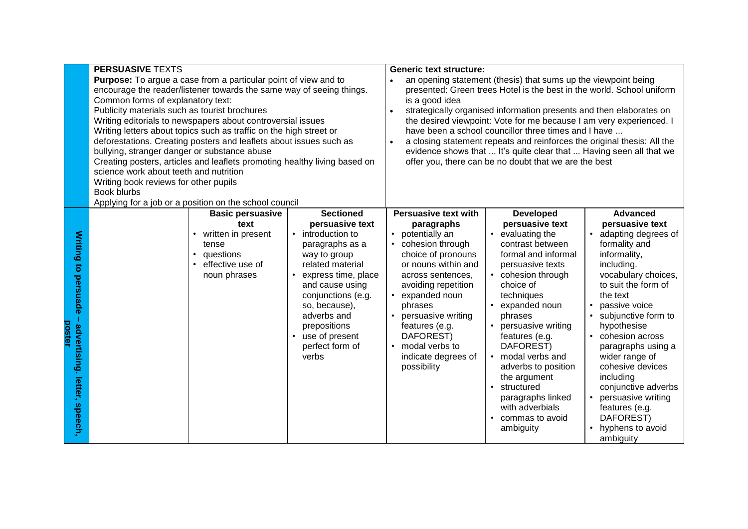| | | | | | | |
|---|---|---|---|---|---|---|
| | **PERSUASIVE** TEXTS<br>**Purpose:** To argue a case from a particular point of view and to encourage the reader/listener towards the same way of seeing things.<br>Common forms of explanatory text:<br>Publicity materials such as tourist brochures<br>Writing editorials to newspapers about controversial issues<br>Writing letters about topics such as traffic on the high street or deforestations. Creating posters and leaflets about issues such as bullying, stranger danger or substance abuse<br>Creating posters, articles and leaflets promoting healthy living based on science work about teeth and nutrition<br>Writing book reviews for other pupils<br>Book blurbs<br>Applying for a job or a position on the school council | | | **Generic text structure:**<br>• an opening statement (thesis) that sums up the viewpoint being presented: Green trees Hotel is the best in the world. School uniform is a good idea<br>• strategically organised information presents and then elaborates on the desired viewpoint: Vote for me because I am very experienced. I have been a school councillor three times and I have ...<br>• a closing statement repeats and reinforces the original thesis: All the evidence shows that ... It's quite clear that ... Having seen all that we offer you, there can be no doubt that we are the best | | |
| **Writing to persuade – advertising, letter, speech, poster** | | **Basic persuasive text**<br>• written in present tense<br>• questions<br>• effective use of noun phrases | **Sectioned persuasive text**<br>• introduction to paragraphs as a way to group related material<br>• express time, place and cause using conjunctions (e.g. so, because), adverbs and prepositions<br>• use of present perfect form of verbs | **Persuasive text with paragraphs**<br>• potentially an<br>• cohesion through choice of pronouns or nouns within and across sentences, avoiding repetition<br>• expanded noun phrases<br>• persuasive writing features (e.g. DAFOREST)<br>• modal verbs to indicate degrees of possibility | **Developed persuasive text**<br>• evaluating the contrast between formal and informal persuasive texts<br>• cohesion through choice of techniques<br>• expanded noun phrases<br>• persuasive writing features (e.g. DAFOREST)<br>• modal verbs and adverbs to position the argument<br>• structured paragraphs linked with adverbials<br>• commas to avoid ambiguity | **Advanced persuasive text**<br>• adapting degrees of formality and informality, including. vocabulary choices, to suit the form of the text<br>• passive voice<br>• subjunctive form to hypothesise<br>• cohesion across paragraphs using a wider range of cohesive devices including conjunctive adverbs<br>• persuasive writing features (e.g. DAFOREST)<br>• hyphens to avoid ambiguity |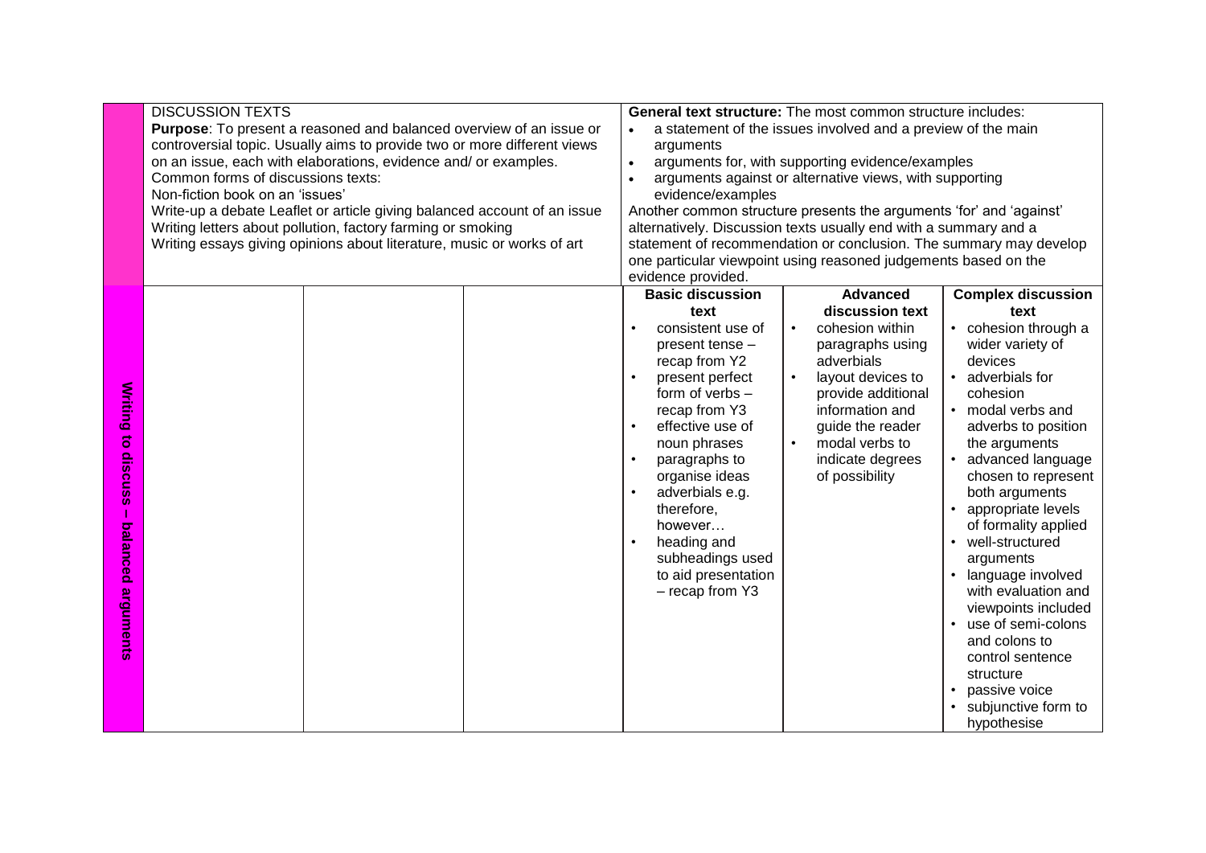| | | | | | | |
|---|---|---|---|---|---|---|
| | DISCUSSION TEXTS<br>**Purpose**: To present a reasoned and balanced overview of an issue or controversial topic. Usually aims to provide two or more different views on an issue, each with elaborations, evidence and/ or examples.<br>Common forms of discussions texts:<br>Non-fiction book on an 'issues'<br>Write-up a debate Leaflet or article giving balanced account of an issue<br>Writing letters about pollution, factory farming or smoking<br>Writing essays giving opinions about literature, music or works of art | | | **General text structure:** The most common structure includes:<br>• a statement of the issues involved and a preview of the main arguments<br>• arguments for, with supporting evidence/examples<br>• arguments against or alternative views, with supporting evidence/examples<br>Another common structure presents the arguments 'for' and 'against' alternatively. Discussion texts usually end with a summary and a statement of recommendation or conclusion. The summary may develop one particular viewpoint using reasoned judgements based on the evidence provided. | | |
| **Writing to discuss – balanced arguments** | | | | **Basic discussion text**<br>• consistent use of present tense – recap from Y2<br>• present perfect form of verbs – recap from Y3<br>• effective use of noun phrases<br>• paragraphs to organise ideas<br>• adverbials e.g. therefore, however…<br>• heading and subheadings used to aid presentation – recap from Y3 | **Advanced discussion text**<br>• cohesion within paragraphs using adverbials<br>• layout devices to provide additional information and guide the reader<br>• modal verbs to indicate degrees of possibility | **Complex discussion text**<br>• cohesion through a wider variety of devices<br>• adverbials for cohesion<br>• modal verbs and adverbs to position the arguments<br>• advanced language chosen to represent both arguments<br>• appropriate levels of formality applied<br>• well-structured arguments<br>• language involved with evaluation and viewpoints included<br>• use of semi-colons and colons to control sentence structure<br>• passive voice<br>• subjunctive form to hypothesise |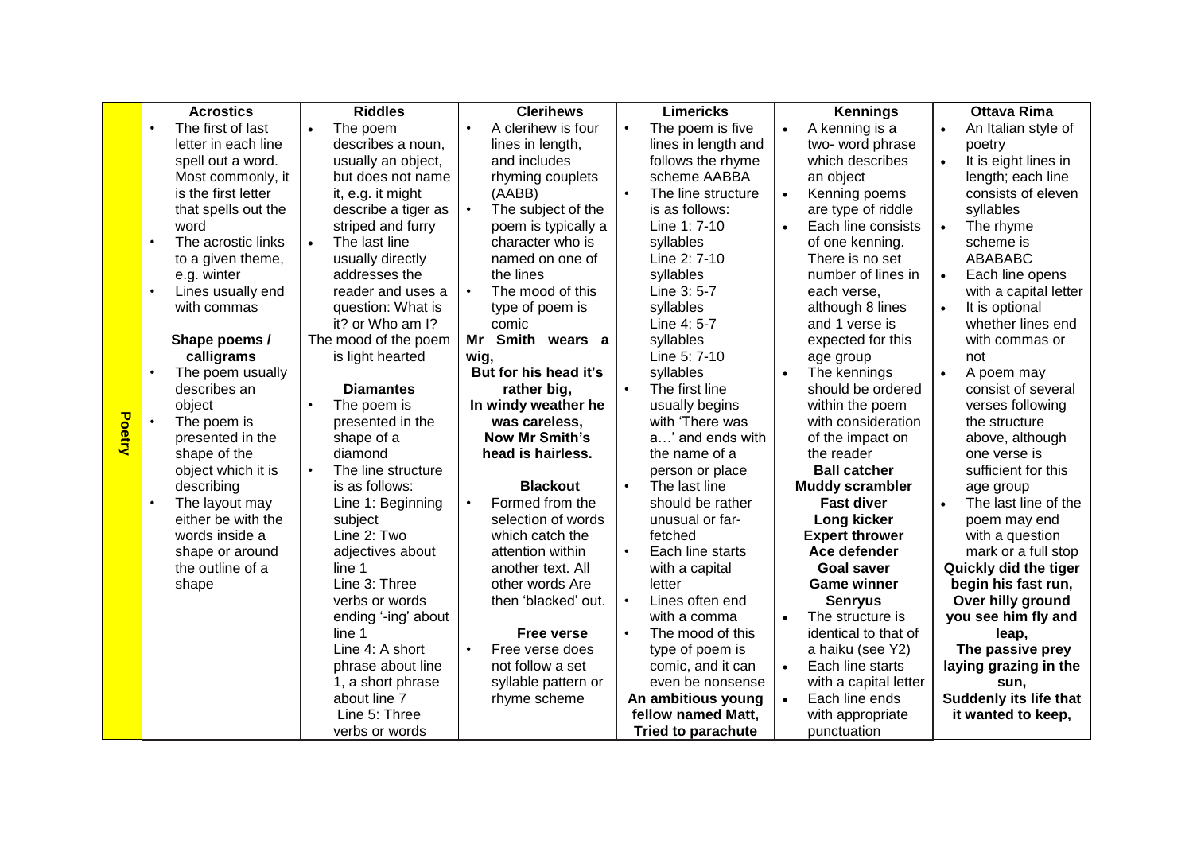| Poetry | Acrostics | Riddles | Clerihews | Limericks | Kennings | Ottava Rima |
|---|---|---|---|---|---|---|
| | <ul><li>The first of last letter in each line spell out a word. Most commonly, it is the first letter that spells out the word</li><li>The acrostic links to a given theme, e.g. winter</li><li>Lines usually end with commas</li></ul> **Shape poems / calligrams** <ul><li>The poem usually describes an object</li><li>The poem is presented in the shape of the object which it is describing</li><li>The layout may either be with the words inside a shape or around the outline of a shape</li></ul> | <ul><li>The poem describes a noun, usually an object, but does not name it, e.g. it might describe a tiger as striped and furry</li><li>The last line usually directly addresses the reader and uses a question: What is it? or Who am I?</li></ul> The mood of the poem is light hearted **Diamantes** <ul><li>The poem is presented in the shape of a diamond</li><li>The line structure is as follows: Line 1: Beginning subject Line 2: Two adjectives about line 1 Line 3: Three verbs or words ending '-ing' about line 1 Line 4: A short phrase about line 1, a short phrase about line 7 Line 5: Three verbs or words</li></ul> | <ul><li>A clerihew is four lines in length, and includes rhyming couplets (AABB)</li><li>The subject of the poem is typically a character who is named on one of the lines</li><li>The mood of this type of poem is comic</li></ul> **Mr Smith wears a wig,** **But for his head it's rather big,** **In windy weather he was careless,** **Now Mr Smith's head is hairless.** **Blackout** <ul><li>Formed from the selection of words which catch the attention within another text. All other words Are then 'blacked' out.</li></ul> **Free verse** <ul><li>Free verse does not follow a set syllable pattern or rhyme scheme</li></ul> | <ul><li>The poem is five lines in length and follows the rhyme scheme AABBA</li><li>The line structure is as follows: Line 1: 7-10 syllables Line 2: 7-10 syllables Line 3: 5-7 syllables Line 4: 5-7 syllables Line 5: 7-10 syllables</li><li>The first line usually begins with 'There was a…' and ends with the name of a person or place</li><li>The last line should be rather unusual or far-fetched</li><li>Each line starts with a capital letter</li><li>Lines often end with a comma</li><li>The mood of this type of poem is comic, and it can even be nonsense</li></ul> **An ambitious young fellow named Matt,** **Tried to parachute** | <ul><li>A kenning is a two- word phrase which describes an object</li><li>Kenning poems are type of riddle</li><li>Each line consists of one kenning. There is no set number of lines in each verse, although 8 lines and 1 verse is expected for this age group</li><li>The kennings should be ordered within the poem with consideration of the impact on the reader</li></ul> **Ball catcher** **Muddy scrambler** **Fast diver** **Long kicker** **Expert thrower** **Ace defender** **Goal saver** **Game winner** **Senryus** <ul><li>The structure is identical to that of a haiku (see Y2)</li><li>Each line starts with a capital letter</li><li>Each line ends with appropriate punctuation</li></ul> | <ul><li>An Italian style of poetry</li><li>It is eight lines in length; each line consists of eleven syllables</li><li>The rhyme scheme is ABABABC</li><li>Each line opens with a capital letter</li><li>It is optional whether lines end with commas or not</li><li>A poem may consist of several verses following the structure above, although one verse is sufficient for this age group</li><li>The last line of the poem may end with a question mark or a full stop</li></ul> **Quickly did the tiger begin his fast run,** **Over hilly ground you see him fly and leap,** **The passive prey laying grazing in the sun,** **Suddenly its life that it wanted to keep,** |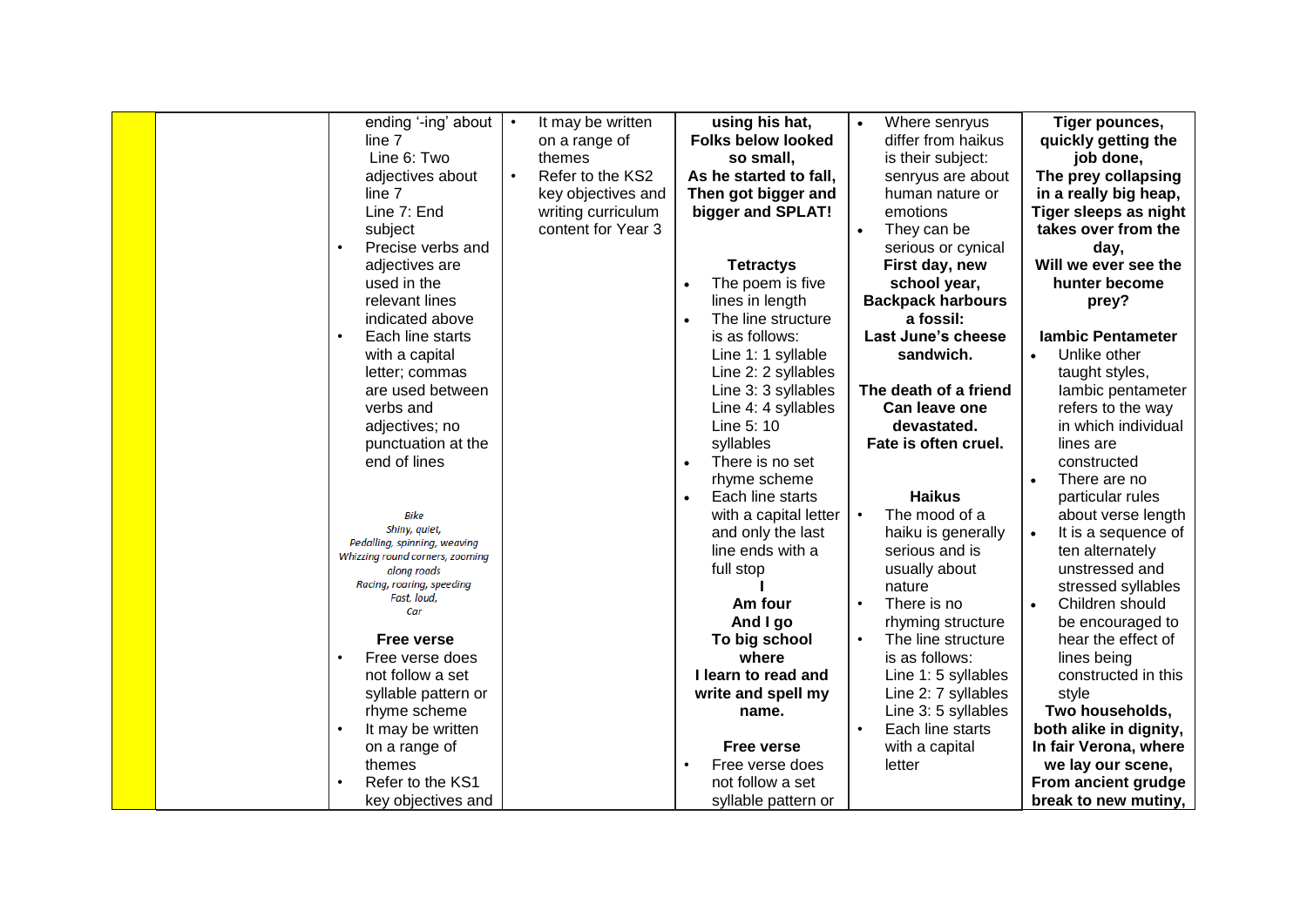|  |  |  |  |  |  |  |
|---|---|---|---|---|---|---|
|  |  | ending '-ing' about line 7<br>Line 6: Two adjectives about line 7<br>Line 7: End subject<br>• Precise verbs and adjectives are used in the relevant lines indicated above<br>• Each line starts with a capital letter; commas are used between verbs and adjectives; no punctuation at the end of lines<br><br>*Bike*<br>*Shiny, quiet,*<br>*Pedalling, spinning, weaving*<br>*Whizzing round corners, zooming along roads*<br>*Racing, roaring, speeding*<br>*Fast, loud,*<br>*Car*<br><br>**Free verse**<br>• Free verse does not follow a set syllable pattern or rhyme scheme<br>• It may be written on a range of themes<br>• Refer to the KS1 key objectives and | • It may be written on a range of themes<br>• Refer to the KS2 key objectives and writing curriculum content for Year 3 | **using his hat,**<br>**Folks below looked so small,**<br>**As he started to fall,**<br>**Then got bigger and bigger and SPLAT!**<br><br>**Tetractys**<br>• The poem is five lines in length<br>• The line structure is as follows:<br>Line 1: 1 syllable<br>Line 2: 2 syllables<br>Line 3: 3 syllables<br>Line 4: 4 syllables<br>Line 5: 10 syllables<br>• There is no set rhyme scheme<br>• Each line starts with a capital letter and only the last line ends with a full stop<br>**I**<br>**Am four**<br>**And I go**<br>**To big school**<br>**where**<br>**I learn to read and write and spell my name.**<br><br>**Free verse**<br>• Free verse does not follow a set syllable pattern or | • Where senryus differ from haikus is their subject: senryus are about human nature or emotions<br>• They can be serious or cynical<br>**First day, new school year,**<br>**Backpack harbours a fossil:**<br>**Last June's cheese sandwich.**<br><br>**The death of a friend**<br>**Can leave one devastated.**<br>**Fate is often cruel.**<br><br>**Haikus**<br>• The mood of a haiku is generally serious and is usually about nature<br>• There is no rhyming structure<br>• The line structure is as follows:<br>Line 1: 5 syllables<br>Line 2: 7 syllables<br>Line 3: 5 syllables<br>• Each line starts with a capital letter | **Tiger pounces, quickly getting the job done,**<br>**The prey collapsing in a really big heap,**<br>**Tiger sleeps as night takes over from the day,**<br>**Will we ever see the hunter become prey?**<br><br>**Iambic Pentameter**<br>• Unlike other taught styles, Iambic pentameter refers to the way in which individual lines are constructed<br>• There are no particular rules about verse length<br>• It is a sequence of ten alternately unstressed and stressed syllables<br>• Children should be encouraged to hear the effect of lines being constructed in this style<br>**Two households, both alike in dignity,**<br>**In fair Verona, where we lay our scene,**<br>**From ancient grudge break to new mutiny,** |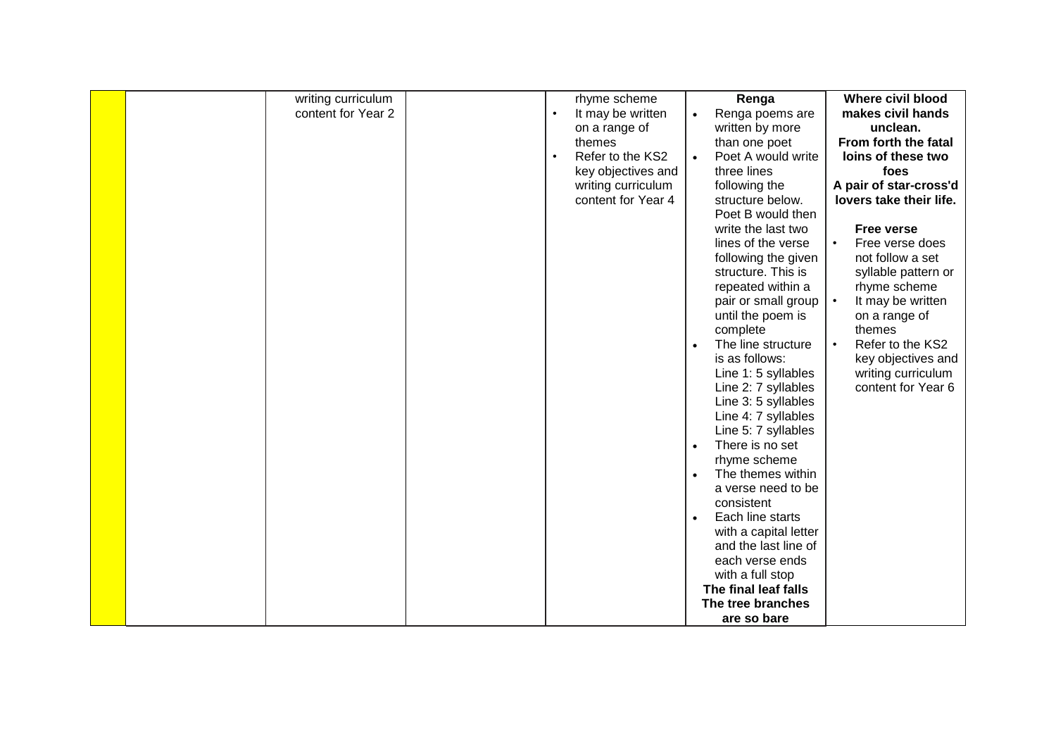|  |  | writing curriculum content for Year 2 |  | rhyme scheme<br>• It may be written on a range of themes<br>• Refer to the KS2 key objectives and writing curriculum content for Year 4 | **Renga**<br>• Renga poems are written by more than one poet<br>• Poet A would write three lines following the structure below. Poet B would then write the last two lines of the verse following the given structure. This is repeated within a pair or small group until the poem is complete<br>• The line structure is as follows:<br>Line 1: 5 syllables<br>Line 2: 7 syllables<br>Line 3: 5 syllables<br>Line 4: 7 syllables<br>Line 5: 7 syllables<br>• There is no set rhyme scheme<br>• The themes within a verse need to be consistent<br>• Each line starts with a capital letter and the last line of each verse ends with a full stop<br>**The final leaf falls**<br>**The tree branches are so bare** | **Where civil blood makes civil hands unclean.**<br>**From forth the fatal loins of these two foes**<br>**A pair of star-cross'd lovers take their life.**<br><br>**Free verse**<br>• Free verse does not follow a set syllable pattern or rhyme scheme<br>• It may be written on a range of themes<br>• Refer to the KS2 key objectives and writing curriculum content for Year 6 |
|---|---|---|---|---|---|---|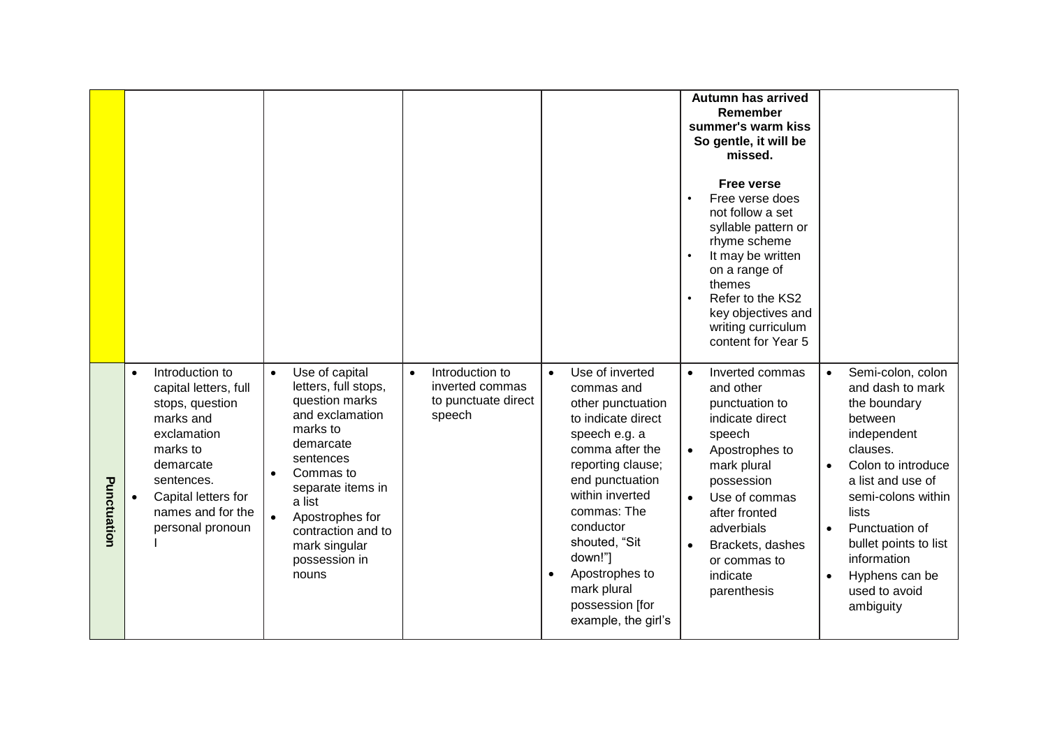| | | | | | | |
|---|---|---|---|---|---|---|
| | | | | | **Autumn has arrived Remember summer's warm kiss So gentle, it will be missed.**<br><br>**Free verse**<br>• Free verse does not follow a set syllable pattern or rhyme scheme<br>• It may be written on a range of themes<br>• Refer to the KS2 key objectives and writing curriculum content for Year 5 | |
| **Punctuation** | • Introduction to capital letters, full stops, question marks and exclamation marks to demarcate sentences.<br>• Capital letters for names and for the personal pronoun I | • Use of capital letters, full stops, question marks and exclamation marks to demarcate sentences<br>• Commas to separate items in a list<br>• Apostrophes for contraction and to mark singular possession in nouns | • Introduction to inverted commas to punctuate direct speech | • Use of inverted commas and other punctuation to indicate direct speech e.g. a comma after the reporting clause; end punctuation within inverted commas: The conductor shouted, "Sit down!"]<br>• Apostrophes to mark plural possession [for example, the girl's | • Inverted commas and other punctuation to indicate direct speech<br>• Apostrophes to mark plural possession<br>• Use of commas after fronted adverbials<br>• Brackets, dashes or commas to indicate parenthesis | • Semi-colon, colon and dash to mark the boundary between independent clauses.<br>• Colon to introduce a list and use of semi-colons within lists<br>• Punctuation of bullet points to list information<br>• Hyphens can be used to avoid ambiguity |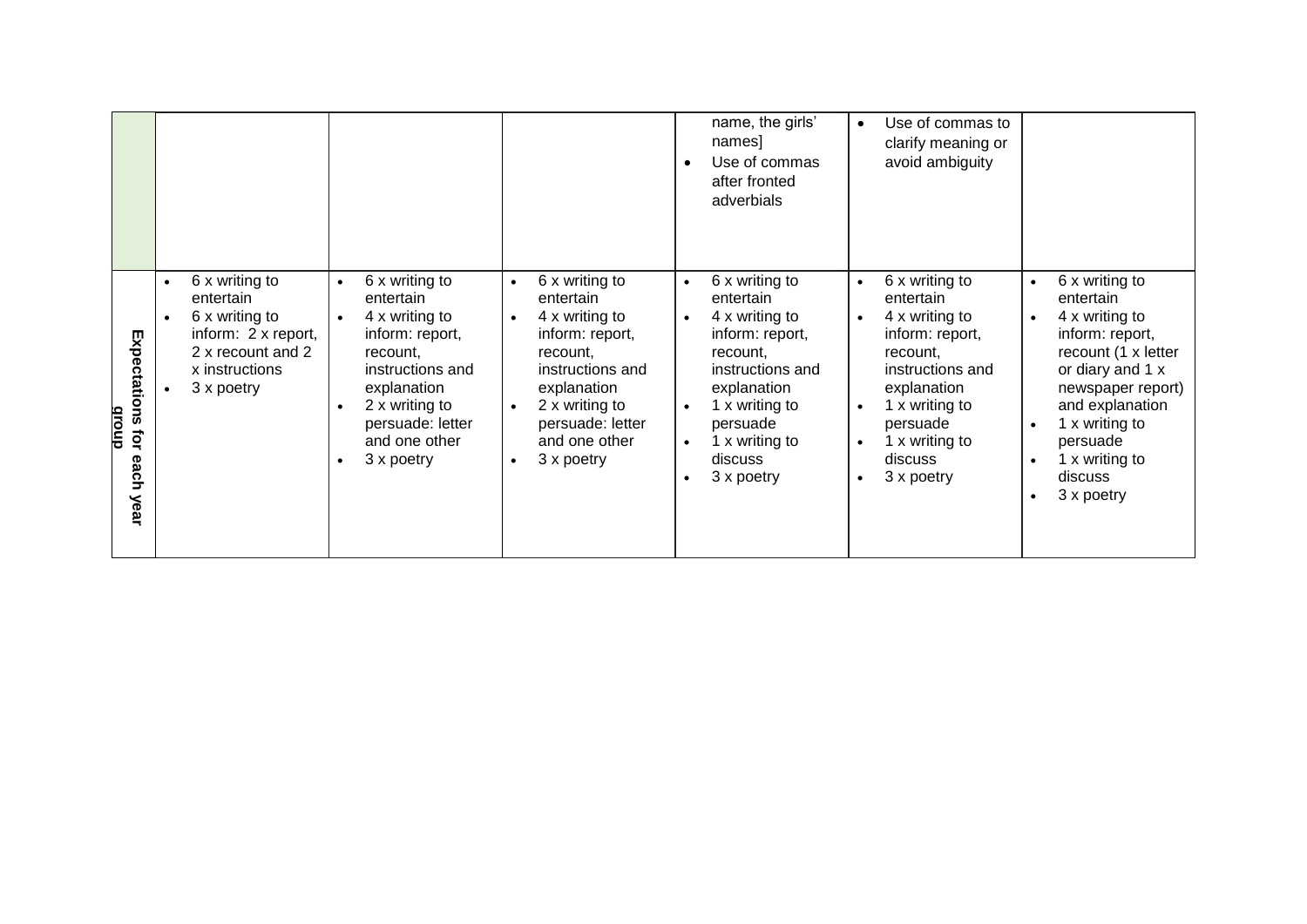| | | | | | | |
|---|---|---|---|---|---|---|
| | | | | name, the girls' names]<br>• Use of commas after fronted adverbials | • Use of commas to clarify meaning or avoid ambiguity | |
| **Expectations for each year group** | • 6 x writing to entertain<br>• 6 x writing to inform: 2 x report, 2 x recount and 2 x instructions<br>• 3 x poetry | • 6 x writing to entertain<br>• 4 x writing to inform: report, recount, instructions and explanation<br>• 2 x writing to persuade: letter and one other<br>• 3 x poetry | • 6 x writing to entertain<br>• 4 x writing to inform: report, recount, instructions and explanation<br>• 2 x writing to persuade: letter and one other<br>• 3 x poetry | • 6 x writing to entertain<br>• 4 x writing to inform: report, recount, instructions and explanation<br>• 1 x writing to persuade<br>• 1 x writing to discuss<br>• 3 x poetry | • 6 x writing to entertain<br>• 4 x writing to inform: report, recount, instructions and explanation<br>• 1 x writing to persuade<br>• 1 x writing to discuss<br>• 3 x poetry | • 6 x writing to entertain<br>• 4 x writing to inform: report, recount (1 x letter or diary and 1 x newspaper report) and explanation<br>• 1 x writing to persuade<br>• 1 x writing to discuss<br>• 3 x poetry |